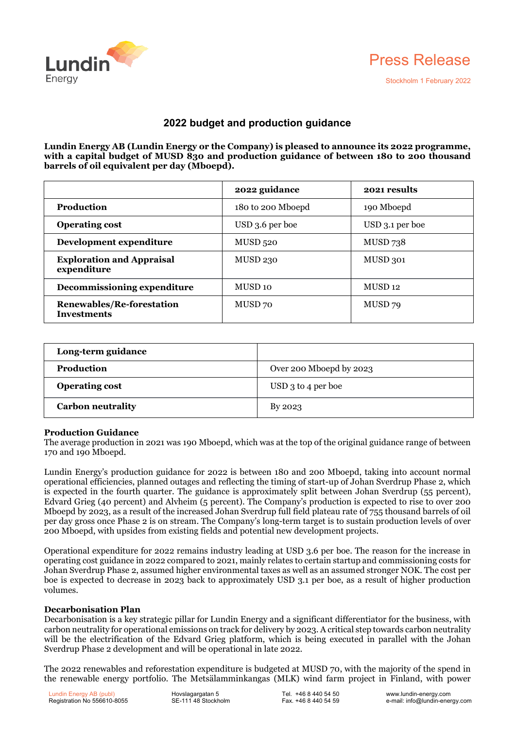Press Release

Stockholm 1 February 2022

## 2022 budget and production guidance

**Lundin Energy AB (Lundin Energy or the Company) is pleased to announce its 2022 programme, with a capital budget of MUSD 830 and production guidance of between 180 to 200 thousand barrels of oil equivalent per day (Mboepd).**

| | 2022 guidance | 2021 results |
|---|---|---|
| **Production** | 180 to 200 Mboepd | 190 Mboepd |
| **Operating cost** | USD 3.6 per boe | USD 3.1 per boe |
| **Development expenditure** | MUSD 520 | MUSD 738 |
| **Exploration and Appraisal expenditure** | MUSD 230 | MUSD 301 |
| **Decommissioning expenditure** | MUSD 10 | MUSD 12 |
| **Renewables/Re-forestation Investments** | MUSD 70 | MUSD 79 |

| Long-term guidance | |
|---|---|
| **Production** | Over 200 Mboepd by 2023 |
| **Operating cost** | USD 3 to 4 per boe |
| **Carbon neutrality** | By 2023 |

### Production Guidance

The average production in 2021 was 190 Mboepd, which was at the top of the original guidance range of between 170 and 190 Mboepd.

Lundin Energy's production guidance for 2022 is between 180 and 200 Mboepd, taking into account normal operational efficiencies, planned outages and reflecting the timing of start-up of Johan Sverdrup Phase 2, which is expected in the fourth quarter. The guidance is approximately split between Johan Sverdrup (55 percent), Edvard Grieg (40 percent) and Alvheim (5 percent). The Company's production is expected to rise to over 200 Mboepd by 2023, as a result of the increased Johan Sverdrup full field plateau rate of 755 thousand barrels of oil per day gross once Phase 2 is on stream. The Company's long-term target is to sustain production levels of over 200 Mboepd, with upsides from existing fields and potential new development projects.

Operational expenditure for 2022 remains industry leading at USD 3.6 per boe. The reason for the increase in operating cost guidance in 2022 compared to 2021, mainly relates to certain startup and commissioning costs for Johan Sverdrup Phase 2, assumed higher environmental taxes as well as an assumed stronger NOK. The cost per boe is expected to decrease in 2023 back to approximately USD 3.1 per boe, as a result of higher production volumes.

### Decarbonisation Plan

Decarbonisation is a key strategic pillar for Lundin Energy and a significant differentiator for the business, with carbon neutrality for operational emissions on track for delivery by 2023. A critical step towards carbon neutrality will be the electrification of the Edvard Grieg platform, which is being executed in parallel with the Johan Sverdrup Phase 2 development and will be operational in late 2022.

The 2022 renewables and reforestation expenditure is budgeted at MUSD 70, with the majority of the spend in the renewable energy portfolio. The Metsälamminkangas (MLK) wind farm project in Finland, with power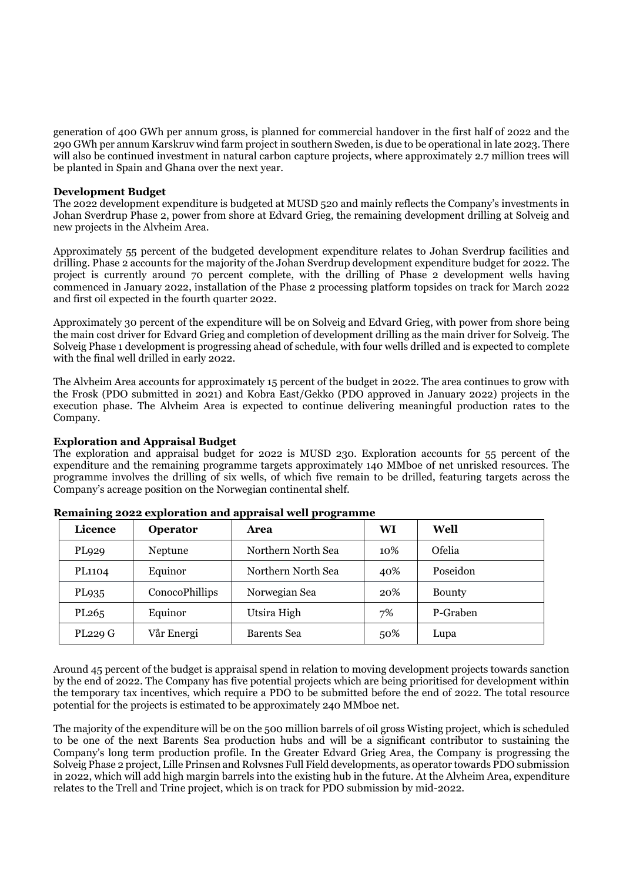generation of 400 GWh per annum gross, is planned for commercial handover in the first half of 2022 and the 290 GWh per annum Karskruv wind farm project in southern Sweden, is due to be operational in late 2023. There will also be continued investment in natural carbon capture projects, where approximately 2.7 million trees will be planted in Spain and Ghana over the next year.

**Development Budget**

The 2022 development expenditure is budgeted at MUSD 520 and mainly reflects the Company's investments in Johan Sverdrup Phase 2, power from shore at Edvard Grieg, the remaining development drilling at Solveig and new projects in the Alvheim Area.

Approximately 55 percent of the budgeted development expenditure relates to Johan Sverdrup facilities and drilling. Phase 2 accounts for the majority of the Johan Sverdrup development expenditure budget for 2022. The project is currently around 70 percent complete, with the drilling of Phase 2 development wells having commenced in January 2022, installation of the Phase 2 processing platform topsides on track for March 2022 and first oil expected in the fourth quarter 2022.

Approximately 30 percent of the expenditure will be on Solveig and Edvard Grieg, with power from shore being the main cost driver for Edvard Grieg and completion of development drilling as the main driver for Solveig. The Solveig Phase 1 development is progressing ahead of schedule, with four wells drilled and is expected to complete with the final well drilled in early 2022.

The Alvheim Area accounts for approximately 15 percent of the budget in 2022. The area continues to grow with the Frosk (PDO submitted in 2021) and Kobra East/Gekko (PDO approved in January 2022) projects in the execution phase. The Alvheim Area is expected to continue delivering meaningful production rates to the Company.

**Exploration and Appraisal Budget**

The exploration and appraisal budget for 2022 is MUSD 230. Exploration accounts for 55 percent of the expenditure and the remaining programme targets approximately 140 MMboe of net unrisked resources. The programme involves the drilling of six wells, of which five remain to be drilled, featuring targets across the Company's acreage position on the Norwegian continental shelf.

**Remaining 2022 exploration and appraisal well programme**

| Licence | Operator | Area | WI | Well |
|---|---|---|---|---|
| PL929 | Neptune | Northern North Sea | 10% | Ofelia |
| PL1104 | Equinor | Northern North Sea | 40% | Poseidon |
| PL935 | ConocoPhillips | Norwegian Sea | 20% | Bounty |
| PL265 | Equinor | Utsira High | 7% | P-Graben |
| PL229 G | Vår Energi | Barents Sea | 50% | Lupa |

Around 45 percent of the budget is appraisal spend in relation to moving development projects towards sanction by the end of 2022. The Company has five potential projects which are being prioritised for development within the temporary tax incentives, which require a PDO to be submitted before the end of 2022. The total resource potential for the projects is estimated to be approximately 240 MMboe net.

The majority of the expenditure will be on the 500 million barrels of oil gross Wisting project, which is scheduled to be one of the next Barents Sea production hubs and will be a significant contributor to sustaining the Company's long term production profile. In the Greater Edvard Grieg Area, the Company is progressing the Solveig Phase 2 project, Lille Prinsen and Rolvsnes Full Field developments, as operator towards PDO submission in 2022, which will add high margin barrels into the existing hub in the future. At the Alvheim Area, expenditure relates to the Trell and Trine project, which is on track for PDO submission by mid-2022.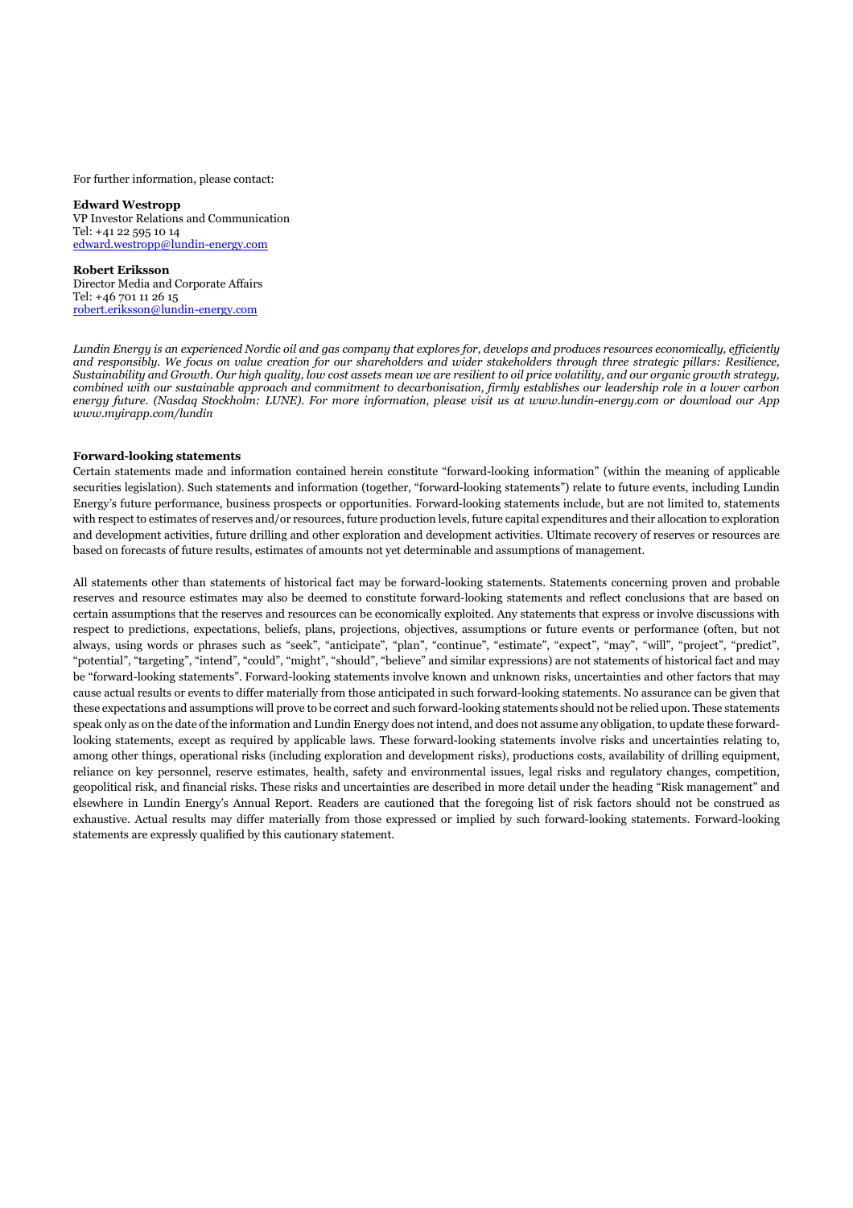For further information, please contact:

**Edward Westropp**
VP Investor Relations and Communication
Tel: +41 22 595 10 14
edward.westropp@lundin-energy.com

**Robert Eriksson**
Director Media and Corporate Affairs
Tel: +46 701 11 26 15
robert.eriksson@lundin-energy.com

*Lundin Energy is an experienced Nordic oil and gas company that explores for, develops and produces resources economically, efficiently and responsibly. We focus on value creation for our shareholders and wider stakeholders through three strategic pillars: Resilience, Sustainability and Growth. Our high quality, low cost assets mean we are resilient to oil price volatility, and our organic growth strategy, combined with our sustainable approach and commitment to decarbonisation, firmly establishes our leadership role in a lower carbon energy future. (Nasdaq Stockholm: LUNE). For more information, please visit us at www.lundin-energy.com or download our App www.myirapp.com/lundin*

**Forward-looking statements**

Certain statements made and information contained herein constitute "forward-looking information" (within the meaning of applicable securities legislation). Such statements and information (together, "forward-looking statements") relate to future events, including Lundin Energy's future performance, business prospects or opportunities. Forward-looking statements include, but are not limited to, statements with respect to estimates of reserves and/or resources, future production levels, future capital expenditures and their allocation to exploration and development activities, future drilling and other exploration and development activities. Ultimate recovery of reserves or resources are based on forecasts of future results, estimates of amounts not yet determinable and assumptions of management.

All statements other than statements of historical fact may be forward-looking statements. Statements concerning proven and probable reserves and resource estimates may also be deemed to constitute forward-looking statements and reflect conclusions that are based on certain assumptions that the reserves and resources can be economically exploited. Any statements that express or involve discussions with respect to predictions, expectations, beliefs, plans, projections, objectives, assumptions or future events or performance (often, but not always, using words or phrases such as "seek", "anticipate", "plan", "continue", "estimate", "expect", "may", "will", "project", "predict", "potential", "targeting", "intend", "could", "might", "should", "believe" and similar expressions) are not statements of historical fact and may be "forward-looking statements". Forward-looking statements involve known and unknown risks, uncertainties and other factors that may cause actual results or events to differ materially from those anticipated in such forward-looking statements. No assurance can be given that these expectations and assumptions will prove to be correct and such forward-looking statements should not be relied upon. These statements speak only as on the date of the information and Lundin Energy does not intend, and does not assume any obligation, to update these forward-looking statements, except as required by applicable laws. These forward-looking statements involve risks and uncertainties relating to, among other things, operational risks (including exploration and development risks), productions costs, availability of drilling equipment, reliance on key personnel, reserve estimates, health, safety and environmental issues, legal risks and regulatory changes, competition, geopolitical risk, and financial risks. These risks and uncertainties are described in more detail under the heading "Risk management" and elsewhere in Lundin Energy's Annual Report. Readers are cautioned that the foregoing list of risk factors should not be construed as exhaustive. Actual results may differ materially from those expressed or implied by such forward-looking statements. Forward-looking statements are expressly qualified by this cautionary statement.